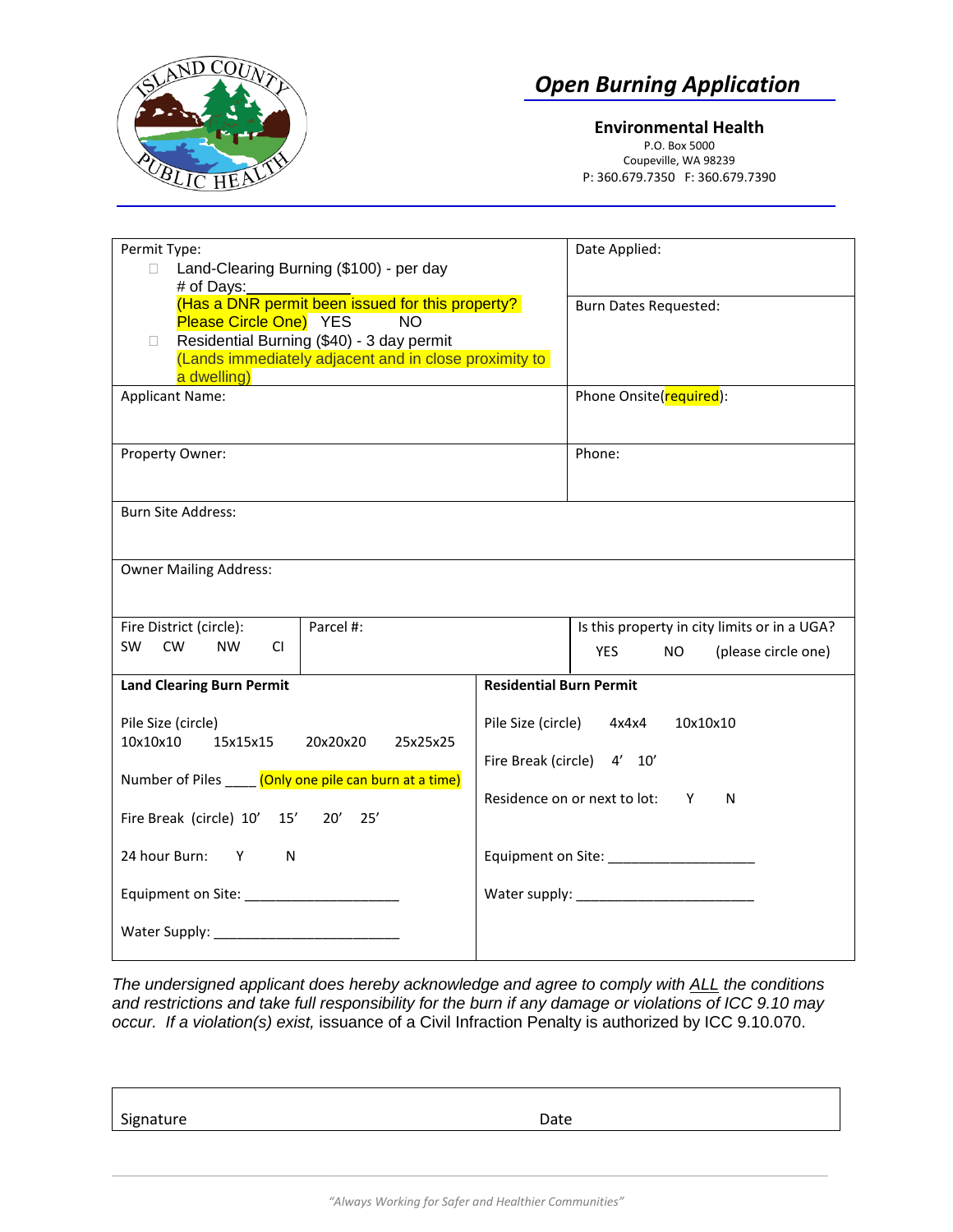# Open Burning Application

**Environmental Health**
P.O. Box 5000
Coupeville, WA 98239
P: 360.679.7350 F: 360.679.7390

| | |
|---|---|
| Permit Type:<br>☐ Land-Clearing Burning ($100) - per day<br># of Days:___________<br>(Has a DNR permit been issued for this property? Please Circle One) YES NO<br>☐ Residential Burning ($40) - 3 day permit<br>(Lands immediately adjacent and in close proximity to a dwelling) | Date Applied:<br><br>Burn Dates Requested: |
| Applicant Name: | Phone Onsite(required): |
| Property Owner: | Phone: |
| Burn Site Address: | |
| Owner Mailing Address: | |
| Fire District (circle): SW CW NW CI<br>Parcel #: | Is this property in city limits or in a UGA?<br>YES NO (please circle one) |

| **Land Clearing Burn Permit** | **Residential Burn Permit** |
|---|---|
| Pile Size (circle)<br>10x10x10 15x15x15 20x20x20 25x25x25 | Pile Size (circle) 4x4x4 10x10x10 |
| Number of Piles ____ (Only one pile can burn at a time) | Fire Break (circle) 4' 10' |
| Fire Break (circle) 10' 15' 20' 25' | Residence on or next to lot: Y N |
| 24 hour Burn: Y N | Equipment on Site: ___________________ |
| Equipment on Site: ___________________ | Water supply: ______________________ |
| Water Supply: ______________________ | |

*The undersigned applicant does hereby acknowledge and agree to comply with* ***ALL*** *the conditions and restrictions and take full responsibility for the burn if any damage or violations of ICC 9.10 may occur. If a violation(s) exist,* issuance of a Civil Infraction Penalty is authorized by ICC 9.10.070.

| Signature | Date |
|---|---|
| | |

*"Always Working for Safer and Healthier Communities"*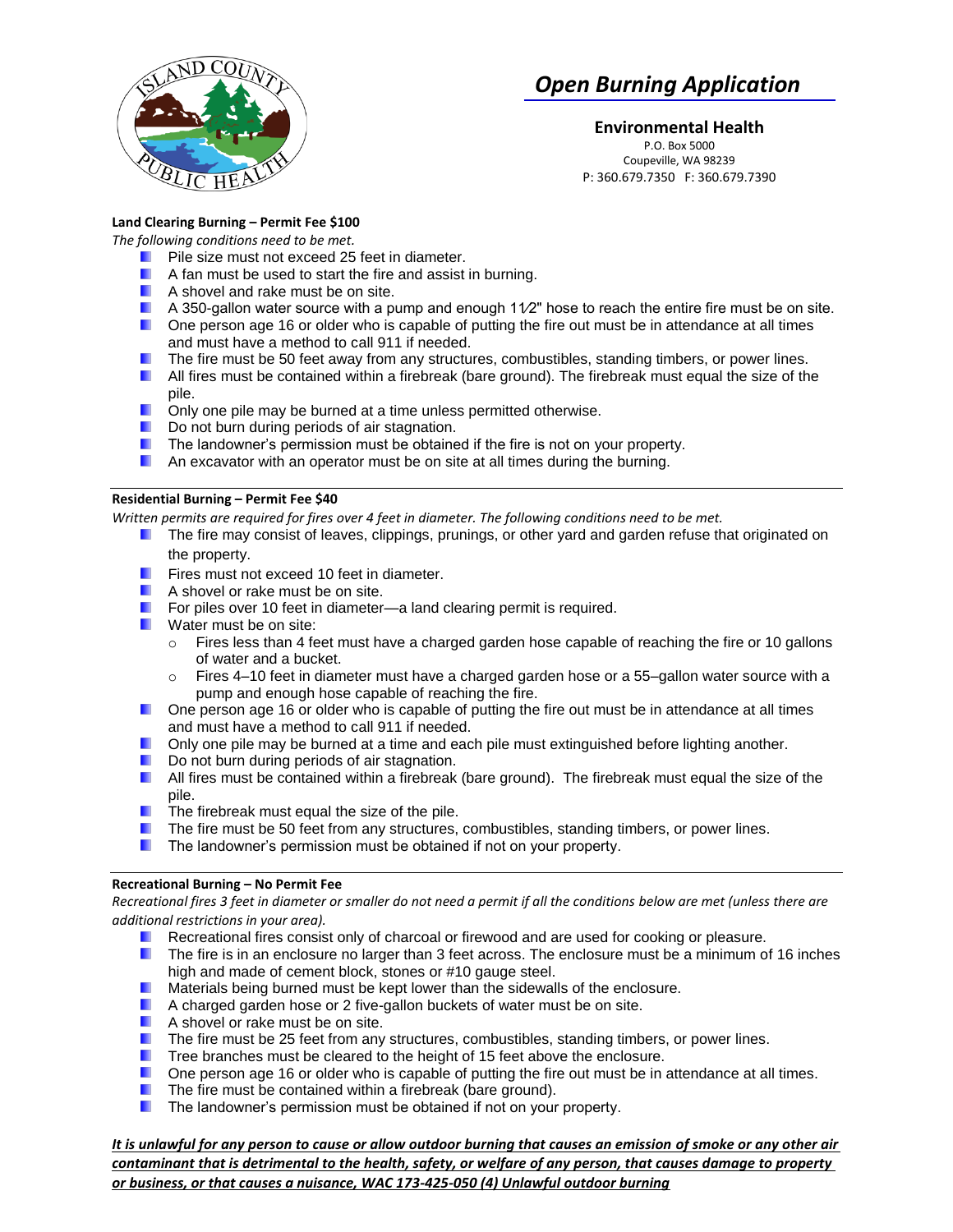# *Open Burning Application*

## Environmental Health

P.O. Box 5000
Coupeville, WA 98239
P: 360.679.7350 F: 360.679.7390

**Land Clearing Burning – Permit Fee $100**

*The following conditions need to be met.*

- Pile size must not exceed 25 feet in diameter.
- A fan must be used to start the fire and assist in burning.
- A shovel and rake must be on site.
- A 350-gallon water source with a pump and enough 1½" hose to reach the entire fire must be on site.
- One person age 16 or older who is capable of putting the fire out must be in attendance at all times and must have a method to call 911 if needed.
- The fire must be 50 feet away from any structures, combustibles, standing timbers, or power lines.
- All fires must be contained within a firebreak (bare ground). The firebreak must equal the size of the pile.
- Only one pile may be burned at a time unless permitted otherwise.
- Do not burn during periods of air stagnation.
- The landowner's permission must be obtained if the fire is not on your property.
- An excavator with an operator must be on site at all times during the burning.

**Residential Burning – Permit Fee $40**

*Written permits are required for fires over 4 feet in diameter. The following conditions need to be met.*

- The fire may consist of leaves, clippings, prunings, or other yard and garden refuse that originated on the property.
- Fires must not exceed 10 feet in diameter.
- A shovel or rake must be on site.
- For piles over 10 feet in diameter—a land clearing permit is required.
- Water must be on site:
  - Fires less than 4 feet must have a charged garden hose capable of reaching the fire or 10 gallons of water and a bucket.
  - Fires 4–10 feet in diameter must have a charged garden hose or a 55–gallon water source with a pump and enough hose capable of reaching the fire.
- One person age 16 or older who is capable of putting the fire out must be in attendance at all times and must have a method to call 911 if needed.
- Only one pile may be burned at a time and each pile must extinguished before lighting another.
- Do not burn during periods of air stagnation.
- All fires must be contained within a firebreak (bare ground). The firebreak must equal the size of the pile.
- The firebreak must equal the size of the pile.
- The fire must be 50 feet from any structures, combustibles, standing timbers, or power lines.
- The landowner's permission must be obtained if not on your property.

**Recreational Burning – No Permit Fee**

*Recreational fires 3 feet in diameter or smaller do not need a permit if all the conditions below are met (unless there are additional restrictions in your area).*

- Recreational fires consist only of charcoal or firewood and are used for cooking or pleasure.
- The fire is in an enclosure no larger than 3 feet across. The enclosure must be a minimum of 16 inches high and made of cement block, stones or #10 gauge steel.
- Materials being burned must be kept lower than the sidewalls of the enclosure.
- A charged garden hose or 2 five-gallon buckets of water must be on site.
- A shovel or rake must be on site.
- The fire must be 25 feet from any structures, combustibles, standing timbers, or power lines.
- Tree branches must be cleared to the height of 15 feet above the enclosure.
- One person age 16 or older who is capable of putting the fire out must be in attendance at all times.
- The fire must be contained within a firebreak (bare ground).
- The landowner's permission must be obtained if not on your property.

***It is unlawful for any person to cause or allow outdoor burning that causes an emission of smoke or any other air contaminant that is detrimental to the health, safety, or welfare of any person, that causes damage to property or business, or that causes a nuisance, WAC 173-425-050 (4) Unlawful outdoor burning***